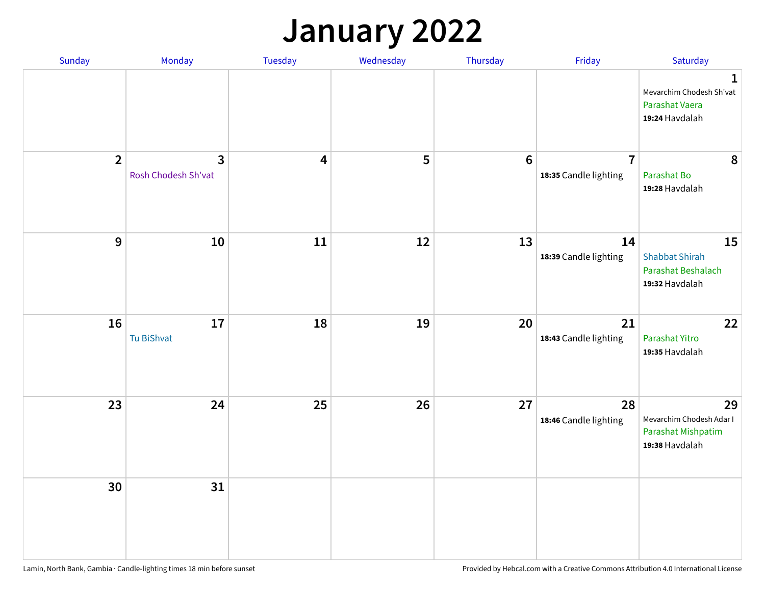# January 2022

| Sunday | Monday | Tuesday | Wednesday | Thursday | Friday | Saturday |
|---|---|---|---|---|---|---|
| | | | | | | 1<br>Mevarchim Chodesh Sh'vat<br>Parashat Vaera<br>**19:24** Havdalah |
| 2 | 3<br>Rosh Chodesh Sh'vat | 4 | 5 | 6 | 7<br>**18:35** Candle lighting | 8<br>Parashat Bo<br>**19:28** Havdalah |
| 9 | 10 | 11 | 12 | 13 | 14<br>**18:39** Candle lighting | 15<br>Shabbat Shirah<br>Parashat Beshalach<br>**19:32** Havdalah |
| 16 | 17<br>Tu BiShvat | 18 | 19 | 20 | 21<br>**18:43** Candle lighting | 22<br>Parashat Yitro<br>**19:35** Havdalah |
| 23 | 24 | 25 | 26 | 27 | 28<br>**18:46** Candle lighting | 29<br>Mevarchim Chodesh Adar I<br>Parashat Mishpatim<br>**19:38** Havdalah |
| 30 | 31 | | | | | |

Lamin, North Bank, Gambia · Candle-lighting times 18 min before sunset

Provided by Hebcal.com with a Creative Commons Attribution 4.0 International License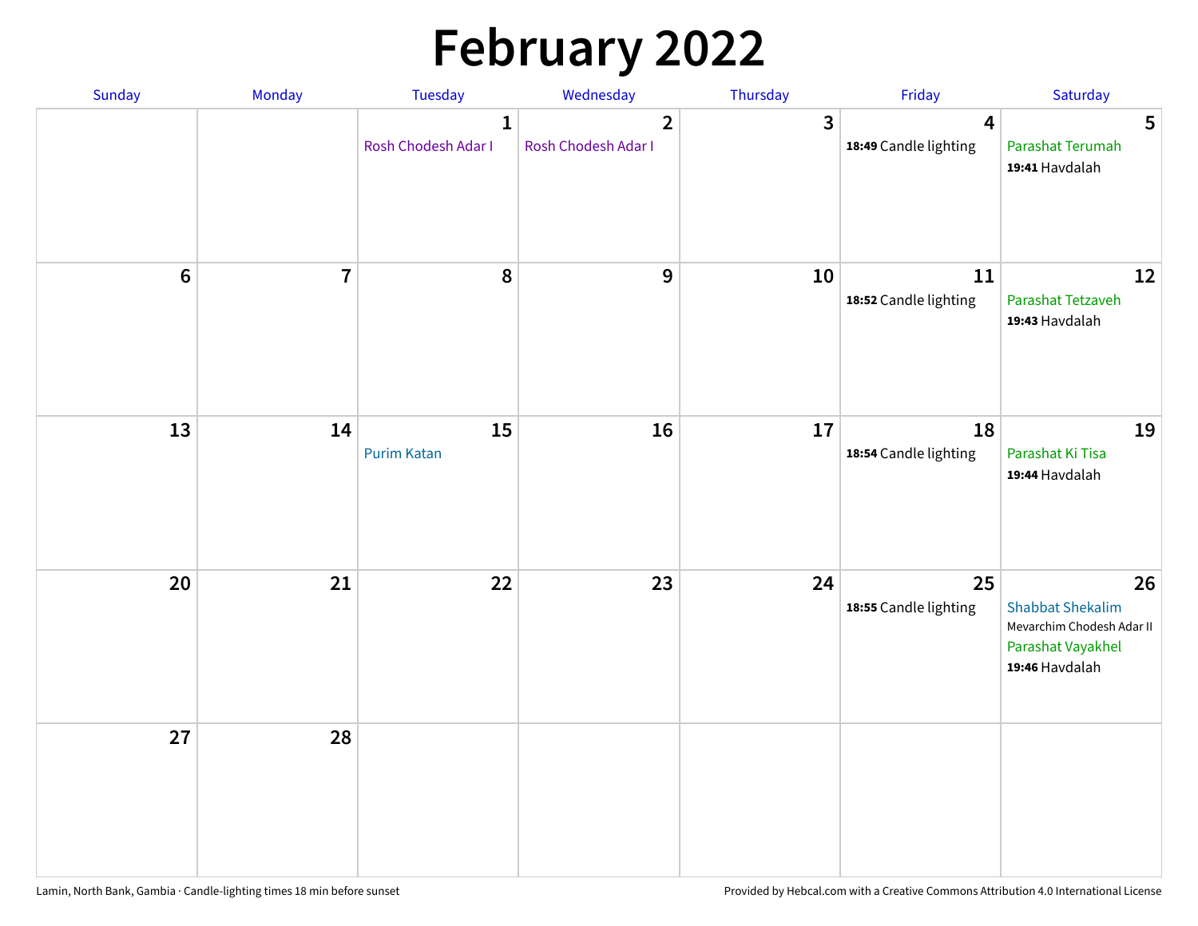# February 2022

| Sunday | Monday | Tuesday | Wednesday | Thursday | Friday | Saturday |
|---|---|---|---|---|---|---|
| | | 1 Rosh Chodesh Adar I | 2 Rosh Chodesh Adar I | 3 | 4 **18:49** Candle lighting | 5 Parashat Terumah **19:41** Havdalah |
| 6 | 7 | 8 | 9 | 10 | 11 **18:52** Candle lighting | 12 Parashat Tetzaveh **19:43** Havdalah |
| 13 | 14 | 15 Purim Katan | 16 | 17 | 18 **18:54** Candle lighting | 19 Parashat Ki Tisa **19:44** Havdalah |
| 20 | 21 | 22 | 23 | 24 | 25 **18:55** Candle lighting | 26 Shabbat Shekalim Mevarchim Chodesh Adar II Parashat Vayakhel **19:46** Havdalah |
| 27 | 28 | | | | | |

Lamin, North Bank, Gambia · Candle-lighting times 18 min before sunset

Provided by Hebcal.com with a Creative Commons Attribution 4.0 International License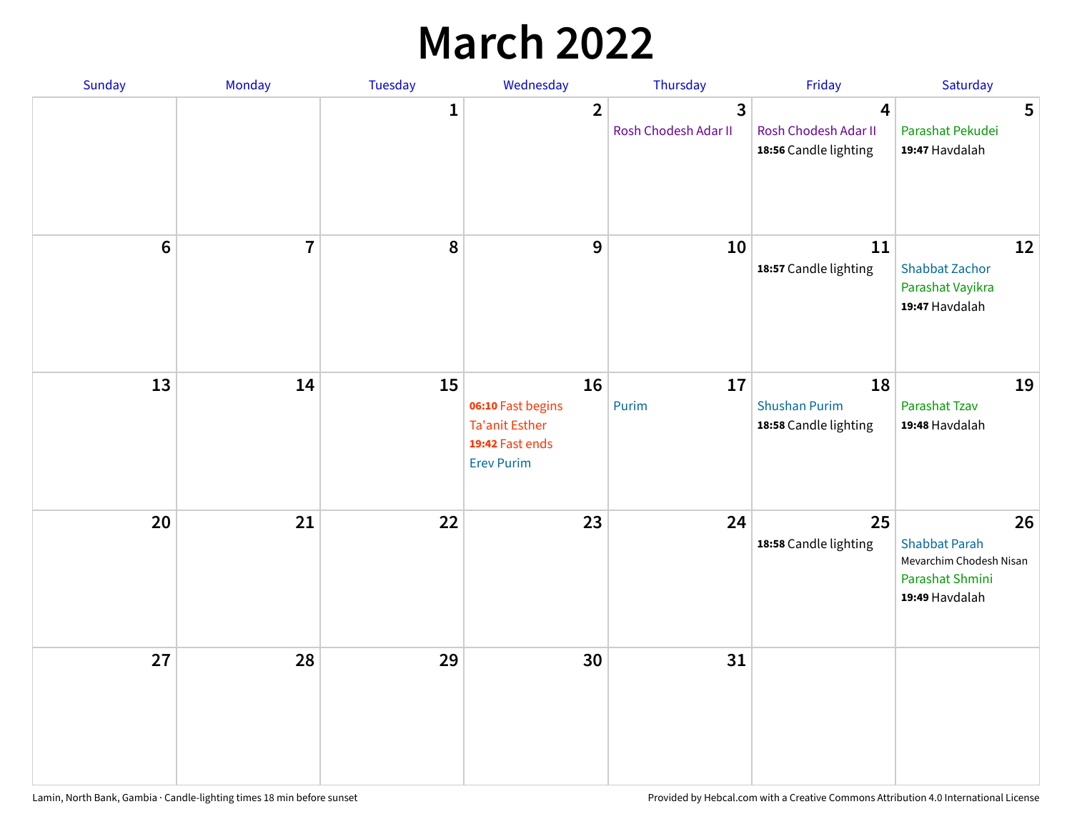# March 2022

| Sunday | Monday | Tuesday | Wednesday | Thursday | Friday | Saturday |
|---|---|---|---|---|---|---|
| | | 1 | 2 | 3 Rosh Chodesh Adar II | 4 Rosh Chodesh Adar II **18:56** Candle lighting | 5 Parashat Pekudei **19:47** Havdalah |
| 6 | 7 | 8 | 9 | 10 | 11 **18:57** Candle lighting | 12 Shabbat Zachor Parashat Vayikra **19:47** Havdalah |
| 13 | 14 | 15 | 16 **06:10** Fast begins Ta'anit Esther **19:42** Fast ends Erev Purim | 17 Purim | 18 Shushan Purim **18:58** Candle lighting | 19 Parashat Tzav **19:48** Havdalah |
| 20 | 21 | 22 | 23 | 24 | 25 **18:58** Candle lighting | 26 Shabbat Parah Mevarchim Chodesh Nisan Parashat Shmini **19:49** Havdalah |
| 27 | 28 | 29 | 30 | 31 | | |

Lamin, North Bank, Gambia · Candle-lighting times 18 min before sunset

Provided by Hebcal.com with a Creative Commons Attribution 4.0 International License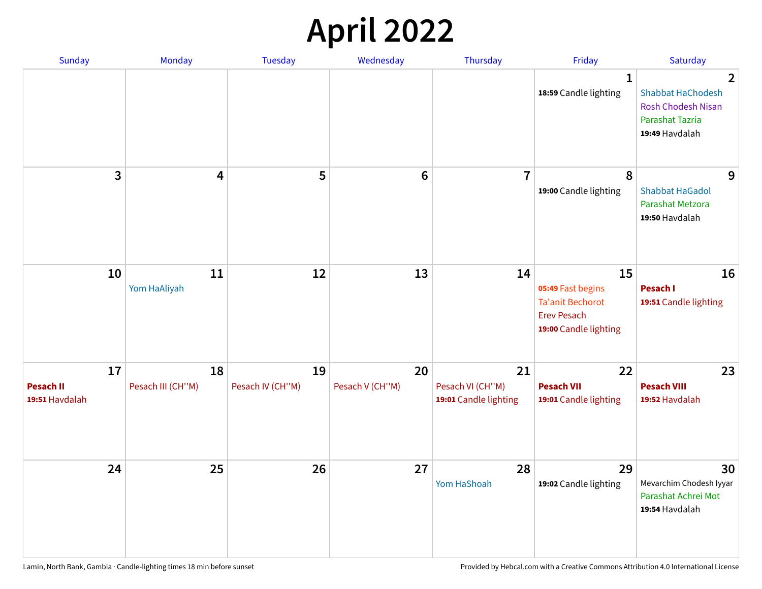# April 2022

| Sunday | Monday | Tuesday | Wednesday | Thursday | Friday | Saturday |
|---|---|---|---|---|---|---|
| | | | | | **1**<br>**18:59** Candle lighting | **2**<br>Shabbat HaChodesh<br>Rosh Chodesh Nisan<br>Parashat Tazria<br>**19:49** Havdalah |
| **3** | **4** | **5** | **6** | **7** | **8**<br>**19:00** Candle lighting | **9**<br>Shabbat HaGadol<br>Parashat Metzora<br>**19:50** Havdalah |
| **10** | **11**<br>Yom HaAliyah | **12** | **13** | **14** | **15**<br>**05:49** Fast begins<br>Ta'anit Bechorot<br>Erev Pesach<br>**19:00** Candle lighting | **16**<br>**Pesach I**<br>**19:51** Candle lighting |
| **17**<br>**Pesach II**<br>**19:51** Havdalah | **18**<br>Pesach III (CH''M) | **19**<br>Pesach IV (CH''M) | **20**<br>Pesach V (CH''M) | **21**<br>Pesach VI (CH''M)<br>**19:01** Candle lighting | **22**<br>**Pesach VII**<br>**19:01** Candle lighting | **23**<br>**Pesach VIII**<br>**19:52** Havdalah |
| **24** | **25** | **26** | **27** | **28**<br>Yom HaShoah | **29**<br>**19:02** Candle lighting | **30**<br>Mevarchim Chodesh Iyyar<br>Parashat Achrei Mot<br>**19:54** Havdalah |

Lamin, North Bank, Gambia · Candle-lighting times 18 min before sunset

Provided by Hebcal.com with a Creative Commons Attribution 4.0 International License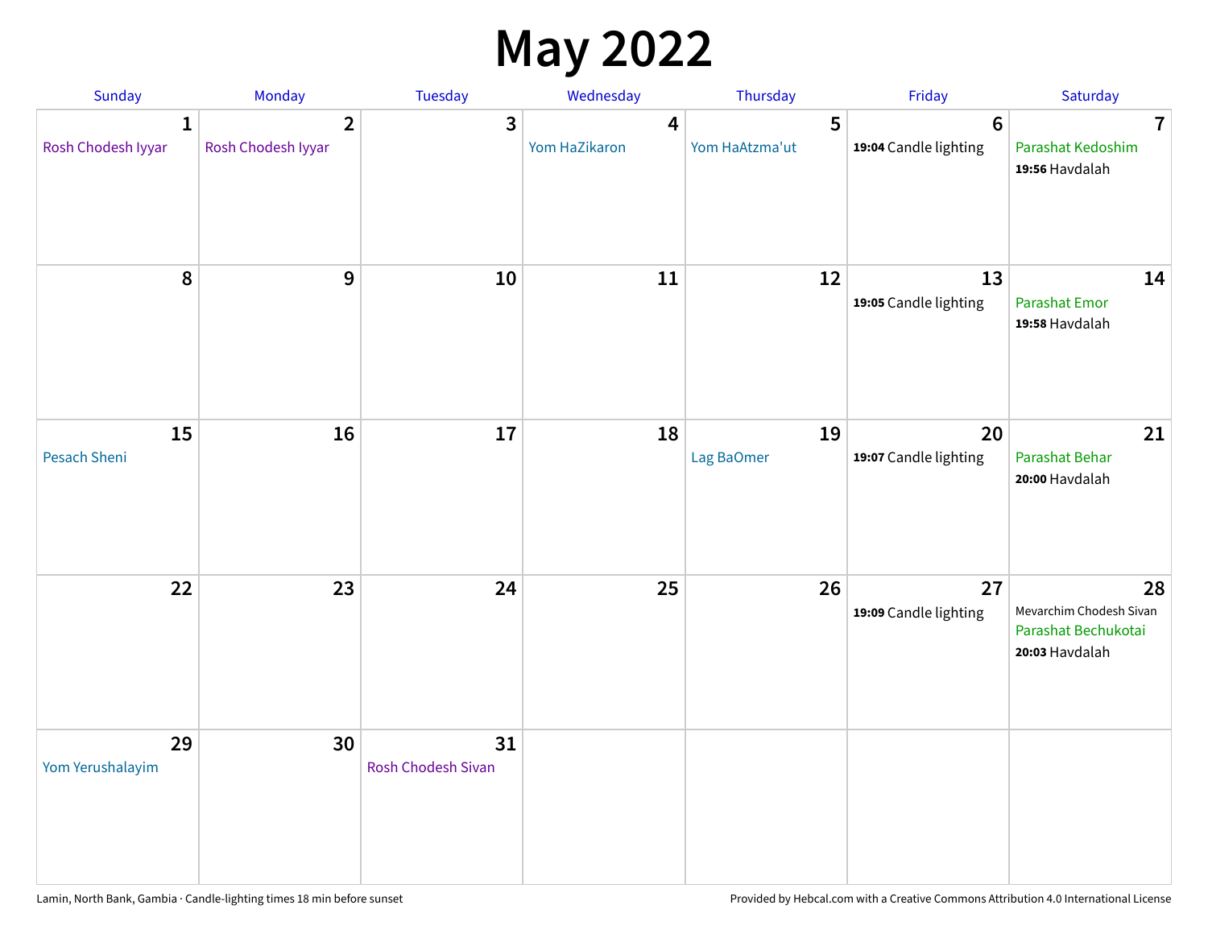# May 2022

| Sunday | Monday | Tuesday | Wednesday | Thursday | Friday | Saturday |
|---|---|---|---|---|---|---|
| **1** Rosh Chodesh Iyyar | **2** Rosh Chodesh Iyyar | **3** | **4** Yom HaZikaron | **5** Yom HaAtzma'ut | **6** **19:04** Candle lighting | **7** Parashat Kedoshim **19:56** Havdalah |
| **8** | **9** | **10** | **11** | **12** | **13** **19:05** Candle lighting | **14** Parashat Emor **19:58** Havdalah |
| **15** Pesach Sheni | **16** | **17** | **18** | **19** Lag BaOmer | **20** **19:07** Candle lighting | **21** Parashat Behar **20:00** Havdalah |
| **22** | **23** | **24** | **25** | **26** | **27** **19:09** Candle lighting | **28** Mevarchim Chodesh Sivan Parashat Bechukotai **20:03** Havdalah |
| **29** Yom Yerushalayim | **30** | **31** Rosh Chodesh Sivan | | | | |

Lamin, North Bank, Gambia · Candle-lighting times 18 min before sunset

Provided by Hebcal.com with a Creative Commons Attribution 4.0 International License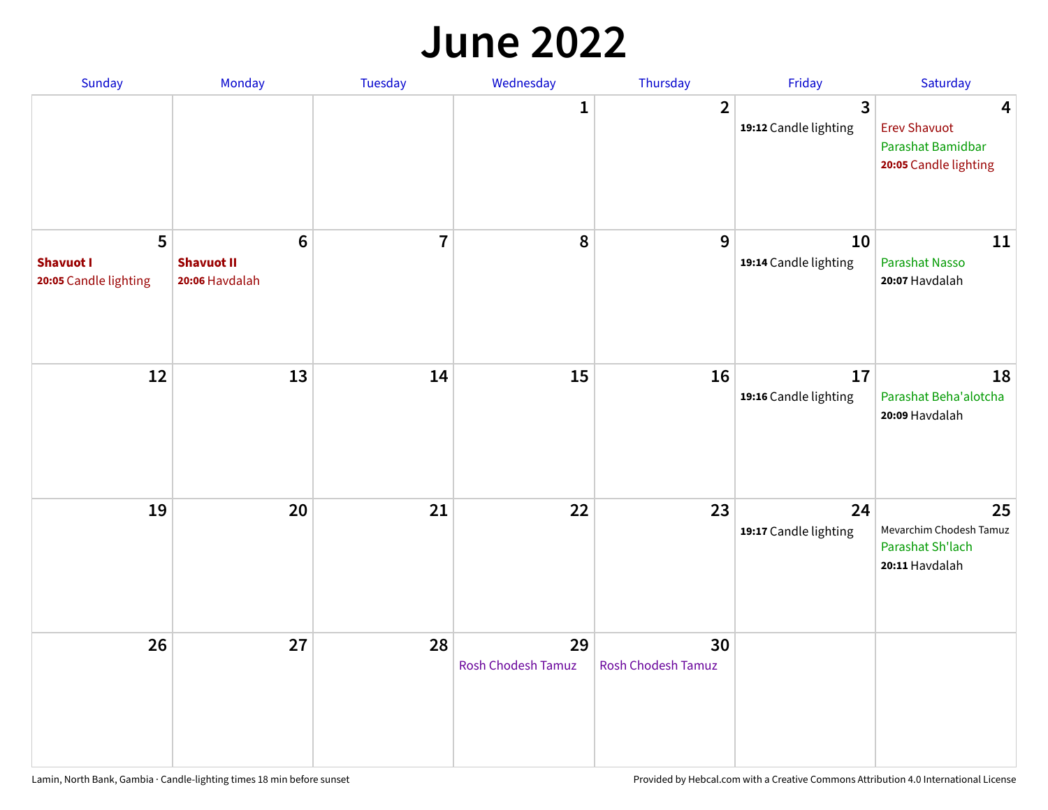# June 2022

| Sunday | Monday | Tuesday | Wednesday | Thursday | Friday | Saturday |
|---|---|---|---|---|---|---|
| | | | 1 | 2 | 3<br>**19:12** Candle lighting | 4<br>Erev Shavuot<br>Parashat Bamidbar<br>**20:05** Candle lighting |
| 5<br>**Shavuot I**<br>**20:05** Candle lighting | 6<br>**Shavuot II**<br>**20:06** Havdalah | 7 | 8 | 9 | 10<br>**19:14** Candle lighting | 11<br>Parashat Nasso<br>**20:07** Havdalah |
| 12 | 13 | 14 | 15 | 16 | 17<br>**19:16** Candle lighting | 18<br>Parashat Beha'alotcha<br>**20:09** Havdalah |
| 19 | 20 | 21 | 22 | 23 | 24<br>**19:17** Candle lighting | 25<br>Mevarchim Chodesh Tamuz<br>Parashat Sh'lach<br>**20:11** Havdalah |
| 26 | 27 | 28 | 29<br>Rosh Chodesh Tamuz | 30<br>Rosh Chodesh Tamuz | | |

Lamin, North Bank, Gambia · Candle-lighting times 18 min before sunset

Provided by Hebcal.com with a Creative Commons Attribution 4.0 International License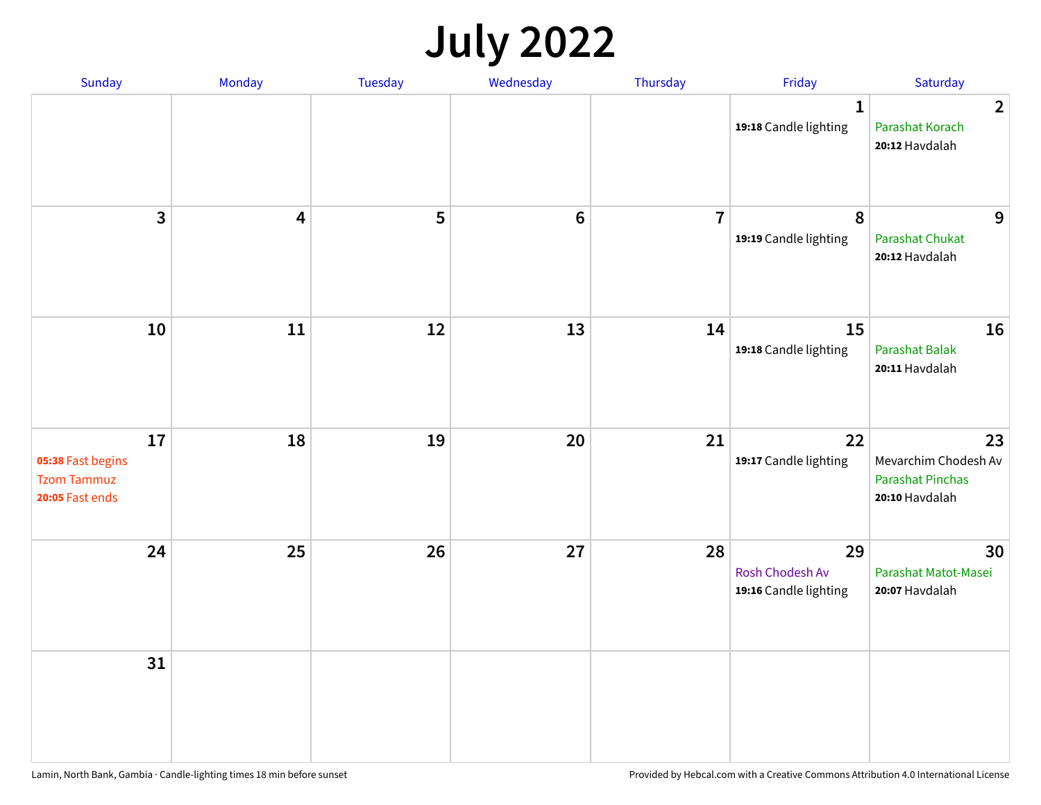# July 2022

| Sunday | Monday | Tuesday | Wednesday | Thursday | Friday | Saturday |
|---|---|---|---|---|---|---|
| | | | | | 1<br>**19:18** Candle lighting | 2<br>Parashat Korach<br>**20:12** Havdalah |
| 3 | 4 | 5 | 6 | 7 | 8<br>**19:19** Candle lighting | 9<br>Parashat Chukat<br>**20:12** Havdalah |
| 10 | 11 | 12 | 13 | 14 | 15<br>**19:18** Candle lighting | 16<br>Parashat Balak<br>**20:11** Havdalah |
| 17<br>**05:38** Fast begins<br>Tzom Tammuz<br>**20:05** Fast ends | 18 | 19 | 20 | 21 | 22<br>**19:17** Candle lighting | 23<br>Mevarchim Chodesh Av<br>Parashat Pinchas<br>**20:10** Havdalah |
| 24 | 25 | 26 | 27 | 28 | 29<br>Rosh Chodesh Av<br>**19:16** Candle lighting | 30<br>Parashat Matot-Masei<br>**20:07** Havdalah |
| 31 | | | | | | |

Lamin, North Bank, Gambia · Candle-lighting times 18 min before sunset

Provided by Hebcal.com with a Creative Commons Attribution 4.0 International License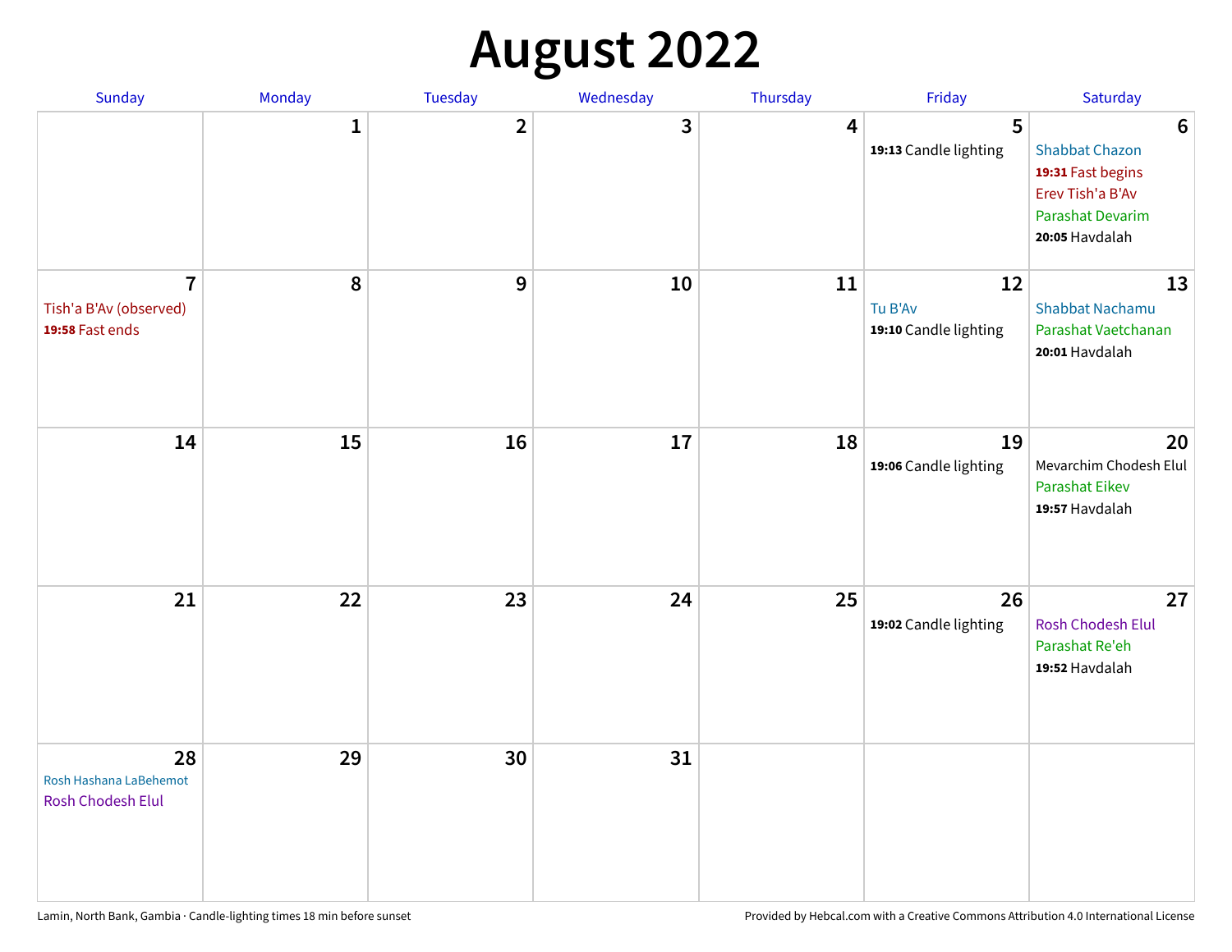# August 2022

| Sunday | Monday | Tuesday | Wednesday | Thursday | Friday | Saturday |
|---|---|---|---|---|---|---|
| | 1 | 2 | 3 | 4 | 5<br>**19:13** Candle lighting | 6<br>Shabbat Chazon<br>**19:31** Fast begins<br>Erev Tish'a B'Av<br>Parashat Devarim<br>**20:05** Havdalah |
| 7<br>Tish'a B'Av (observed)<br>**19:58** Fast ends | 8 | 9 | 10 | 11 | 12<br>Tu B'Av<br>**19:10** Candle lighting | 13<br>Shabbat Nachamu<br>Parashat Vaetchanan<br>**20:01** Havdalah |
| 14 | 15 | 16 | 17 | 18 | 19<br>**19:06** Candle lighting | 20<br>Mevarchim Chodesh Elul<br>Parashat Eikev<br>**19:57** Havdalah |
| 21 | 22 | 23 | 24 | 25 | 26<br>**19:02** Candle lighting | 27<br>Rosh Chodesh Elul<br>Parashat Re'eh<br>**19:52** Havdalah |
| 28<br>Rosh Hashana LaBehemot<br>Rosh Chodesh Elul | 29 | 30 | 31 | | | |

Lamin, North Bank, Gambia · Candle-lighting times 18 min before sunset

Provided by Hebcal.com with a Creative Commons Attribution 4.0 International License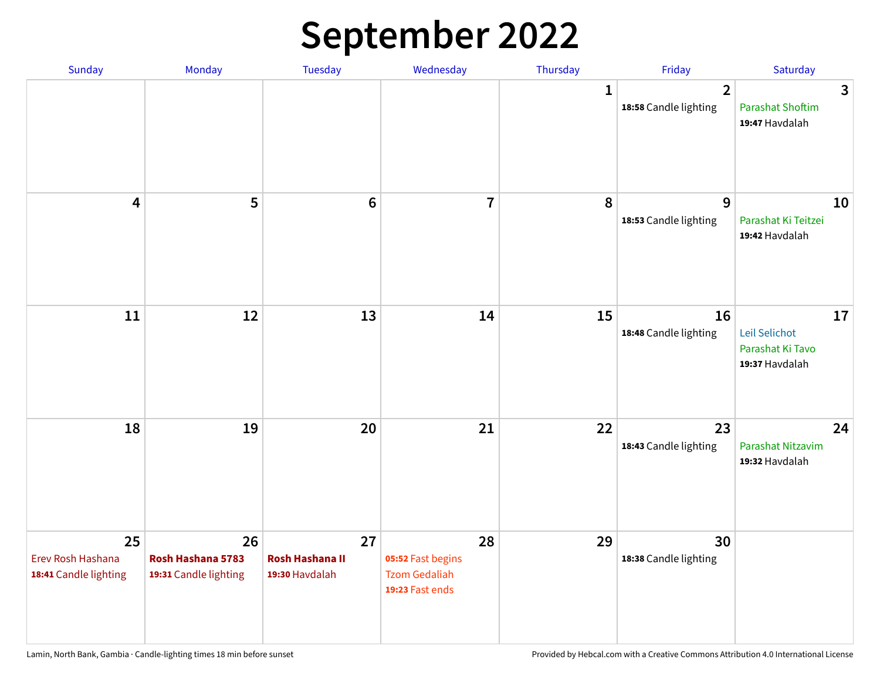# September 2022

| Sunday | Monday | Tuesday | Wednesday | Thursday | Friday | Saturday |
|---|---|---|---|---|---|---|
| | | | | 1 | 2<br>**18:58** Candle lighting | 3<br>Parashat Shoftim<br>**19:47** Havdalah |
| 4 | 5 | 6 | 7 | 8 | 9<br>**18:53** Candle lighting | 10<br>Parashat Ki Teitzei<br>**19:42** Havdalah |
| 11 | 12 | 13 | 14 | 15 | 16<br>**18:48** Candle lighting | 17<br>Leil Selichot<br>Parashat Ki Tavo<br>**19:37** Havdalah |
| 18 | 19 | 20 | 21 | 22 | 23<br>**18:43** Candle lighting | 24<br>Parashat Nitzavim<br>**19:32** Havdalah |
| 25<br>Erev Rosh Hashana<br>**18:41** Candle lighting | 26<br>**Rosh Hashana 5783**<br>**19:31** Candle lighting | 27<br>**Rosh Hashana II**<br>**19:30** Havdalah | 28<br>**05:52** Fast begins<br>Tzom Gedaliah<br>**19:23** Fast ends | 29 | 30<br>**18:38** Candle lighting | |

Lamin, North Bank, Gambia · Candle-lighting times 18 min before sunset

Provided by Hebcal.com with a Creative Commons Attribution 4.0 International License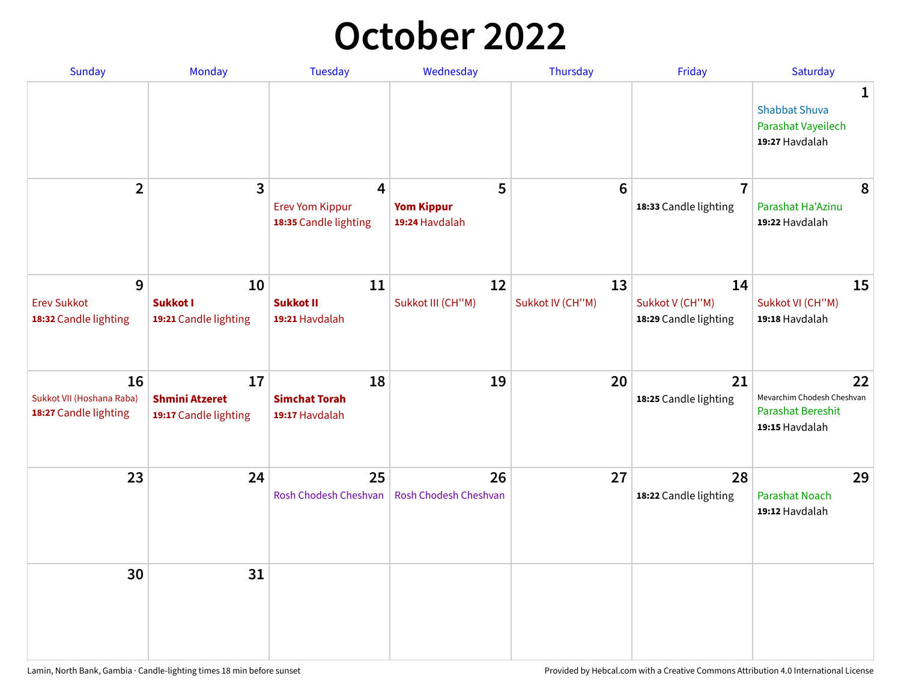# October 2022

| Sunday | Monday | Tuesday | Wednesday | Thursday | Friday | Saturday |
|---|---|---|---|---|---|---|
| | | | | | | **1**<br>Shabbat Shuva<br>Parashat Vayeilech<br>**19:27** Havdalah |
| **2** | **3** | **4**<br>Erev Yom Kippur<br>**18:35** Candle lighting | **5**<br>**Yom Kippur**<br>**19:24** Havdalah | **6** | **7**<br>**18:33** Candle lighting | **8**<br>Parashat Ha'Azinu<br>**19:22** Havdalah |
| **9**<br>Erev Sukkot<br>**18:32** Candle lighting | **10**<br>**Sukkot I**<br>**19:21** Candle lighting | **11**<br>**Sukkot II**<br>**19:21** Havdalah | **12**<br>Sukkot III (CH''M) | **13**<br>Sukkot IV (CH''M) | **14**<br>Sukkot V (CH''M)<br>**18:29** Candle lighting | **15**<br>Sukkot VI (CH''M)<br>**19:18** Havdalah |
| **16**<br>Sukkot VII (Hoshana Raba)<br>**18:27** Candle lighting | **17**<br>**Shmini Atzeret**<br>**19:17** Candle lighting | **18**<br>**Simchat Torah**<br>**19:17** Havdalah | **19** | **20** | **21**<br>**18:25** Candle lighting | **22**<br>Mevarchim Chodesh Cheshvan<br>Parashat Bereshit<br>**19:15** Havdalah |
| **23** | **24** | **25**<br>Rosh Chodesh Cheshvan | **26**<br>Rosh Chodesh Cheshvan | **27** | **28**<br>**18:22** Candle lighting | **29**<br>Parashat Noach<br>**19:12** Havdalah |
| **30** | **31** | | | | | |

Lamin, North Bank, Gambia · Candle-lighting times 18 min before sunset

Provided by Hebcal.com with a Creative Commons Attribution 4.0 International License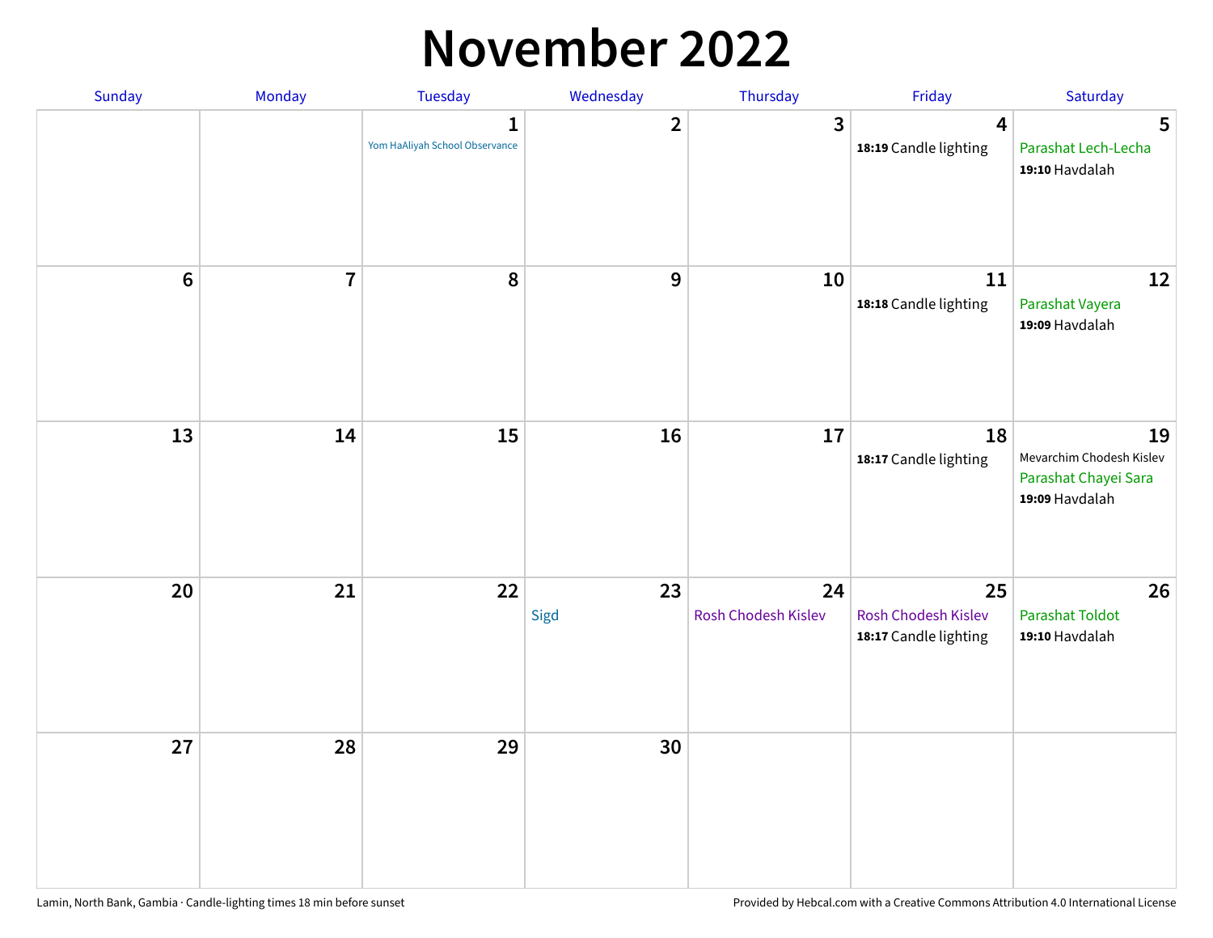# November 2022

| Sunday | Monday | Tuesday | Wednesday | Thursday | Friday | Saturday |
|---|---|---|---|---|---|---|
| | | **1** Yom HaAliyah School Observance | **2** | **3** | **4** **18:19** Candle lighting | **5** Parashat Lech-Lecha **19:10** Havdalah |
| **6** | **7** | **8** | **9** | **10** | **11** **18:18** Candle lighting | **12** Parashat Vayera **19:09** Havdalah |
| **13** | **14** | **15** | **16** | **17** | **18** **18:17** Candle lighting | **19** Mevarchim Chodesh Kislev Parashat Chayei Sara **19:09** Havdalah |
| **20** | **21** | **22** | **23** Sigd | **24** Rosh Chodesh Kislev | **25** Rosh Chodesh Kislev **18:17** Candle lighting | **26** Parashat Toldot **19:10** Havdalah |
| **27** | **28** | **29** | **30** | | | |

Lamin, North Bank, Gambia · Candle-lighting times 18 min before sunset

Provided by Hebcal.com with a Creative Commons Attribution 4.0 International License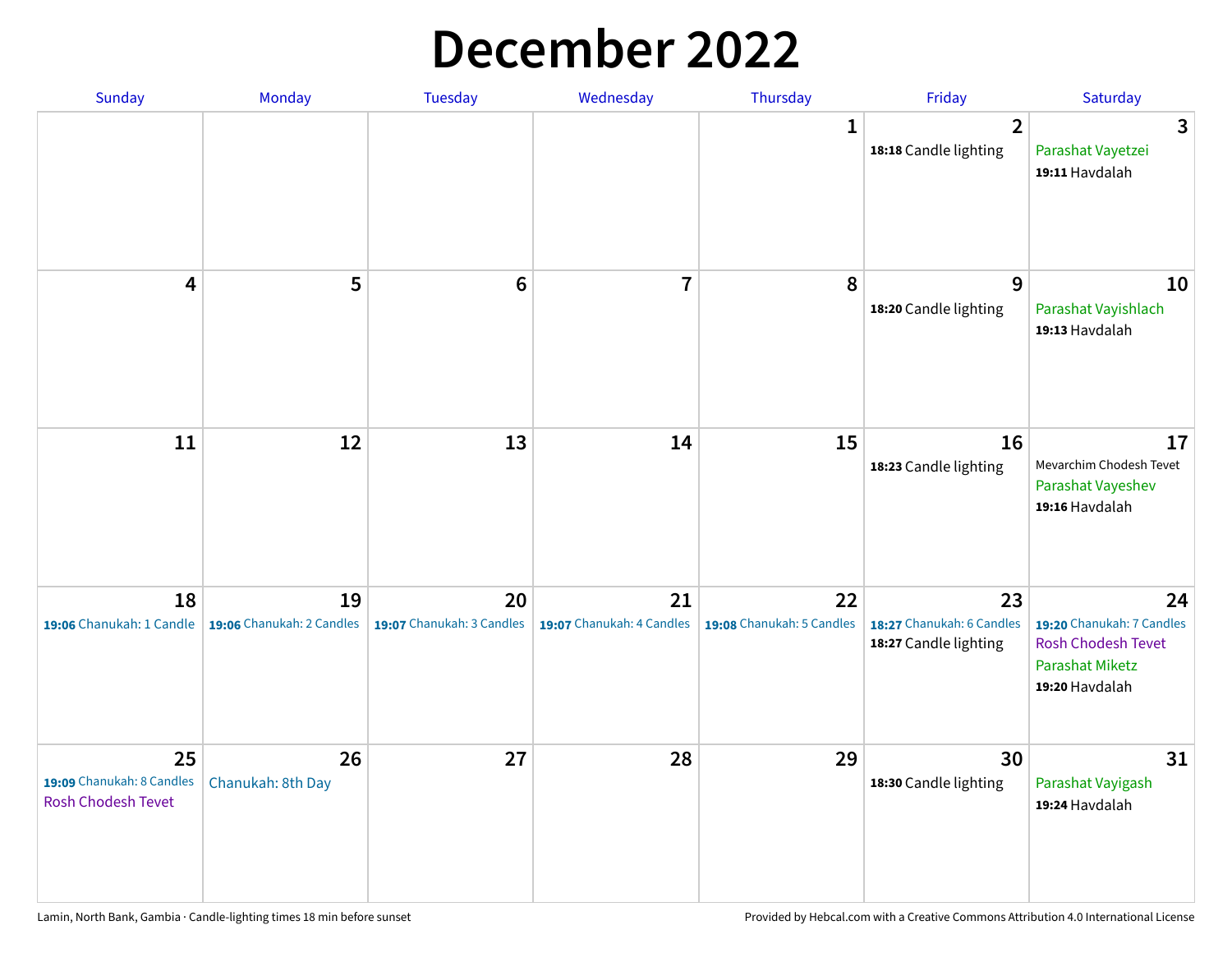# December 2022

| Sunday | Monday | Tuesday | Wednesday | Thursday | Friday | Saturday |
| --- | --- | --- | --- | --- | --- | --- |
| | | | | 1 | 2<br>**18:18** Candle lighting | 3<br>Parashat Vayetzei<br>**19:11** Havdalah |
| 4 | 5 | 6 | 7 | 8 | 9<br>**18:20** Candle lighting | 10<br>Parashat Vayishlach<br>**19:13** Havdalah |
| 11 | 12 | 13 | 14 | 15 | 16<br>**18:23** Candle lighting | 17<br>Mevarchim Chodesh Tevet<br>Parashat Vayeshev<br>**19:16** Havdalah |
| 18<br>**19:06** Chanukah: 1 Candle | 19<br>**19:06** Chanukah: 2 Candles | 20<br>**19:07** Chanukah: 3 Candles | 21<br>**19:07** Chanukah: 4 Candles | 22<br>**19:08** Chanukah: 5 Candles | 23<br>**18:27** Chanukah: 6 Candles<br>**18:27** Candle lighting | 24<br>**19:20** Chanukah: 7 Candles<br>Rosh Chodesh Tevet<br>Parashat Miketz<br>**19:20** Havdalah |
| 25<br>**19:09** Chanukah: 8 Candles<br>Rosh Chodesh Tevet | 26<br>Chanukah: 8th Day | 27 | 28 | 29 | 30<br>**18:30** Candle lighting | 31<br>Parashat Vayigash<br>**19:24** Havdalah |

Lamin, North Bank, Gambia · Candle-lighting times 18 min before sunset

Provided by Hebcal.com with a Creative Commons Attribution 4.0 International License